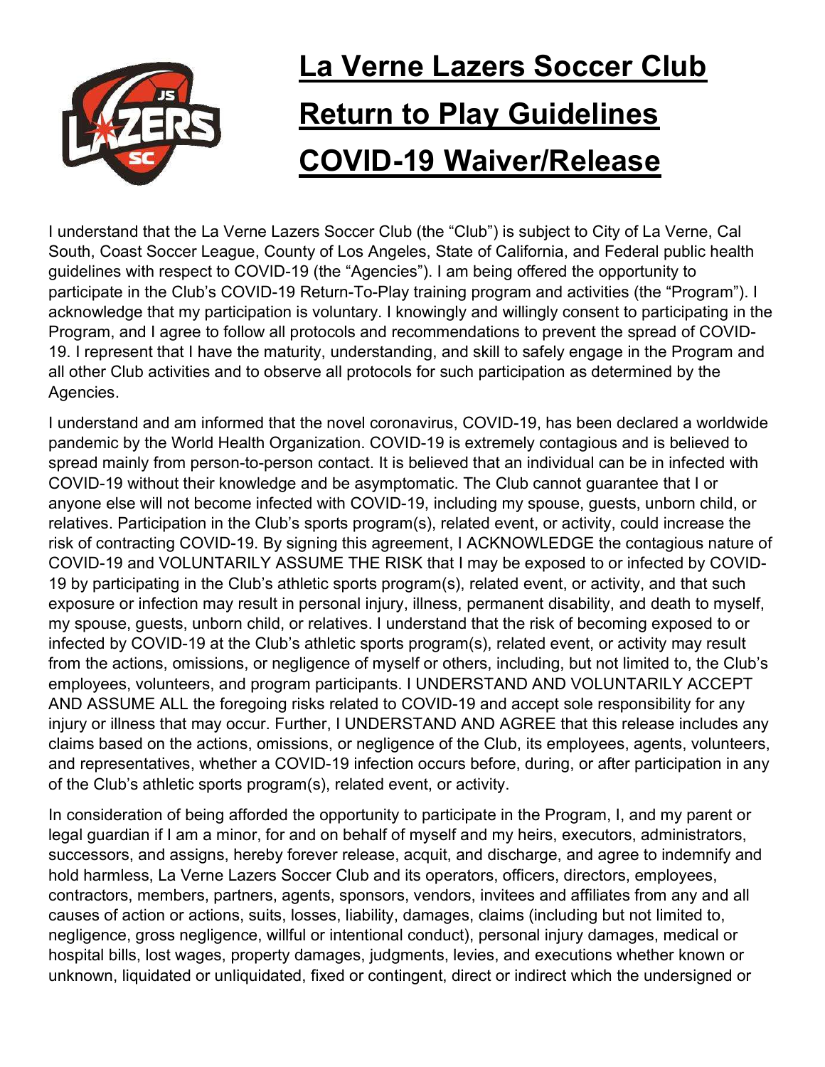# La Verne Lazers Soccer Club Return to Play Guidelines COVID-19 Waiver/Release

I understand that the La Verne Lazers Soccer Club (the "Club") is subject to City of La Verne, Cal South, Coast Soccer League, County of Los Angeles, State of California, and Federal public health guidelines with respect to COVID-19 (the "Agencies"). I am being offered the opportunity to participate in the Club's COVID-19 Return-To-Play training program and activities (the "Program"). I acknowledge that my participation is voluntary. I knowingly and willingly consent to participating in the Program, and I agree to follow all protocols and recommendations to prevent the spread of COVID-19. I represent that I have the maturity, understanding, and skill to safely engage in the Program and all other Club activities and to observe all protocols for such participation as determined by the Agencies.

I understand and am informed that the novel coronavirus, COVID-19, has been declared a worldwide pandemic by the World Health Organization. COVID-19 is extremely contagious and is believed to spread mainly from person-to-person contact. It is believed that an individual can be in infected with COVID-19 without their knowledge and be asymptomatic. The Club cannot guarantee that I or anyone else will not become infected with COVID-19, including my spouse, guests, unborn child, or relatives. Participation in the Club's sports program(s), related event, or activity, could increase the risk of contracting COVID-19. By signing this agreement, I ACKNOWLEDGE the contagious nature of COVID-19 and VOLUNTARILY ASSUME THE RISK that I may be exposed to or infected by COVID-19 by participating in the Club's athletic sports program(s), related event, or activity, and that such exposure or infection may result in personal injury, illness, permanent disability, and death to myself, my spouse, guests, unborn child, or relatives. I understand that the risk of becoming exposed to or infected by COVID-19 at the Club's athletic sports program(s), related event, or activity may result from the actions, omissions, or negligence of myself or others, including, but not limited to, the Club's employees, volunteers, and program participants. I UNDERSTAND AND VOLUNTARILY ACCEPT AND ASSUME ALL the foregoing risks related to COVID-19 and accept sole responsibility for any injury or illness that may occur. Further, I UNDERSTAND AND AGREE that this release includes any claims based on the actions, omissions, or negligence of the Club, its employees, agents, volunteers, and representatives, whether a COVID-19 infection occurs before, during, or after participation in any of the Club's athletic sports program(s), related event, or activity.

In consideration of being afforded the opportunity to participate in the Program, I, and my parent or legal guardian if I am a minor, for and on behalf of myself and my heirs, executors, administrators, successors, and assigns, hereby forever release, acquit, and discharge, and agree to indemnify and hold harmless, La Verne Lazers Soccer Club and its operators, officers, directors, employees, contractors, members, partners, agents, sponsors, vendors, invitees and affiliates from any and all causes of action or actions, suits, losses, liability, damages, claims (including but not limited to, negligence, gross negligence, willful or intentional conduct), personal injury damages, medical or hospital bills, lost wages, property damages, judgments, levies, and executions whether known or unknown, liquidated or unliquidated, fixed or contingent, direct or indirect which the undersigned or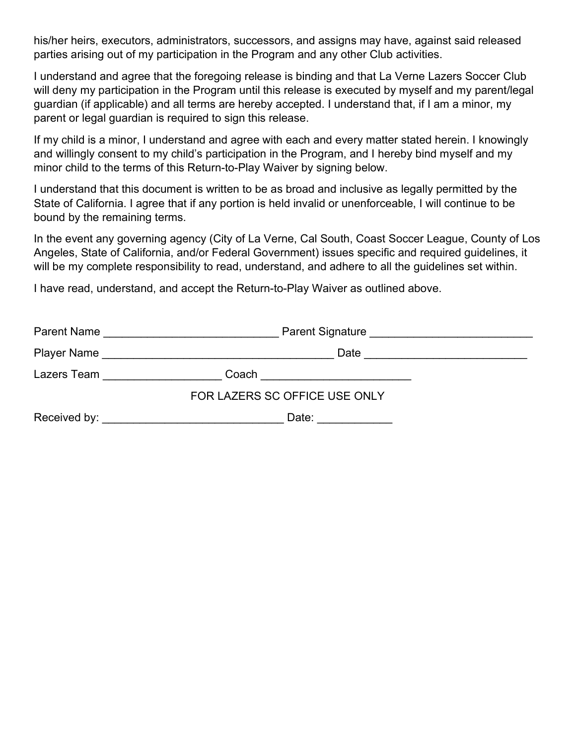his/her heirs, executors, administrators, successors, and assigns may have, against said released parties arising out of my participation in the Program and any other Club activities.

I understand and agree that the foregoing release is binding and that La Verne Lazers Soccer Club will deny my participation in the Program until this release is executed by myself and my parent/legal guardian (if applicable) and all terms are hereby accepted. I understand that, if I am a minor, my parent or legal guardian is required to sign this release.

If my child is a minor, I understand and agree with each and every matter stated herein. I knowingly and willingly consent to my child's participation in the Program, and I hereby bind myself and my minor child to the terms of this Return-to-Play Waiver by signing below.

I understand that this document is written to be as broad and inclusive as legally permitted by the State of California. I agree that if any portion is held invalid or unenforceable, I will continue to be bound by the remaining terms.

In the event any governing agency (City of La Verne, Cal South, Coast Soccer League, County of Los Angeles, State of California, and/or Federal Government) issues specific and required guidelines, it will be my complete responsibility to read, understand, and adhere to all the guidelines set within.

I have read, understand, and accept the Return-to-Play Waiver as outlined above.

Parent Name ____________________________ Parent Signature __________________________

Player Name _____________________________________ Date __________________________

Lazers Team ___________________ Coach ________________________

FOR LAZERS SC OFFICE USE ONLY

Received by: _____________________________ Date: ____________